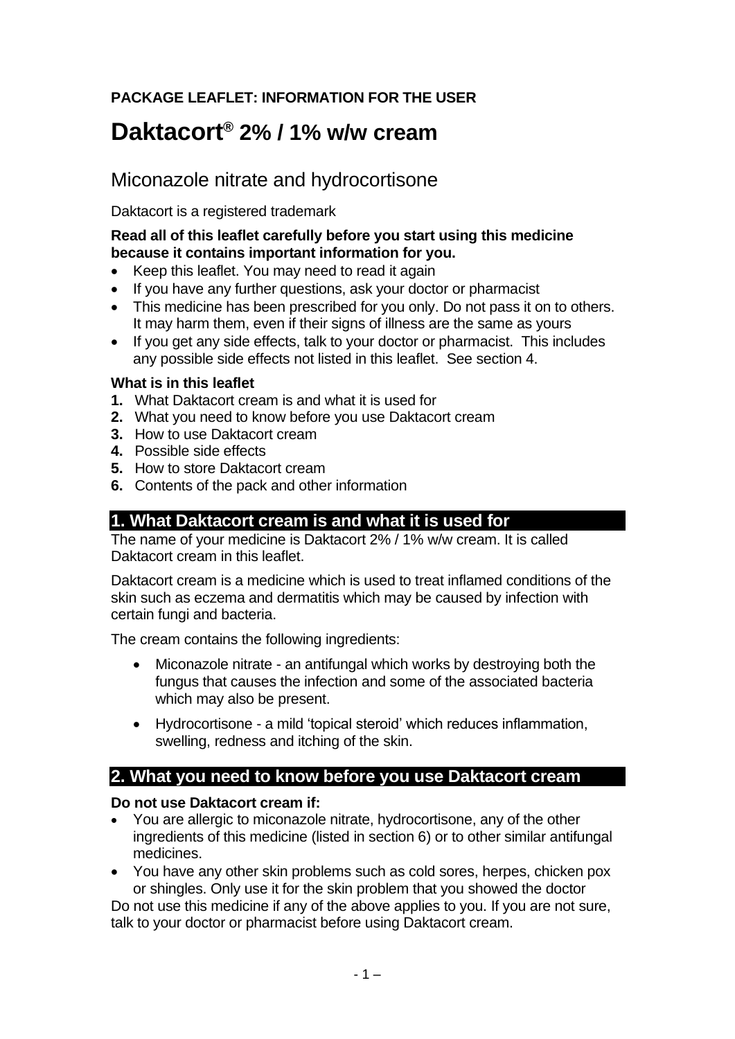**PACKAGE LEAFLET: INFORMATION FOR THE USER**

# Daktacort® 2% / 1% w/w cream

## Miconazole nitrate and hydrocortisone

Daktacort is a registered trademark

**Read all of this leaflet carefully before you start using this medicine because it contains important information for you.**

- Keep this leaflet. You may need to read it again
- If you have any further questions, ask your doctor or pharmacist
- This medicine has been prescribed for you only. Do not pass it on to others. It may harm them, even if their signs of illness are the same as yours
- If you get any side effects, talk to your doctor or pharmacist. This includes any possible side effects not listed in this leaflet. See section 4.

**What is in this leaflet**

1. What Daktacort cream is and what it is used for
2. What you need to know before you use Daktacort cream
3. How to use Daktacort cream
4. Possible side effects
5. How to store Daktacort cream
6. Contents of the pack and other information

## 1. What Daktacort cream is and what it is used for

The name of your medicine is Daktacort 2% / 1% w/w cream. It is called Daktacort cream in this leaflet.

Daktacort cream is a medicine which is used to treat inflamed conditions of the skin such as eczema and dermatitis which may be caused by infection with certain fungi and bacteria.

The cream contains the following ingredients:

- Miconazole nitrate - an antifungal which works by destroying both the fungus that causes the infection and some of the associated bacteria which may also be present.
- Hydrocortisone - a mild 'topical steroid' which reduces inflammation, swelling, redness and itching of the skin.

## 2. What you need to know before you use Daktacort cream

**Do not use Daktacort cream if:**

- You are allergic to miconazole nitrate, hydrocortisone, any of the other ingredients of this medicine (listed in section 6) or to other similar antifungal medicines.
- You have any other skin problems such as cold sores, herpes, chicken pox or shingles. Only use it for the skin problem that you showed the doctor

Do not use this medicine if any of the above applies to you. If you are not sure, talk to your doctor or pharmacist before using Daktacort cream.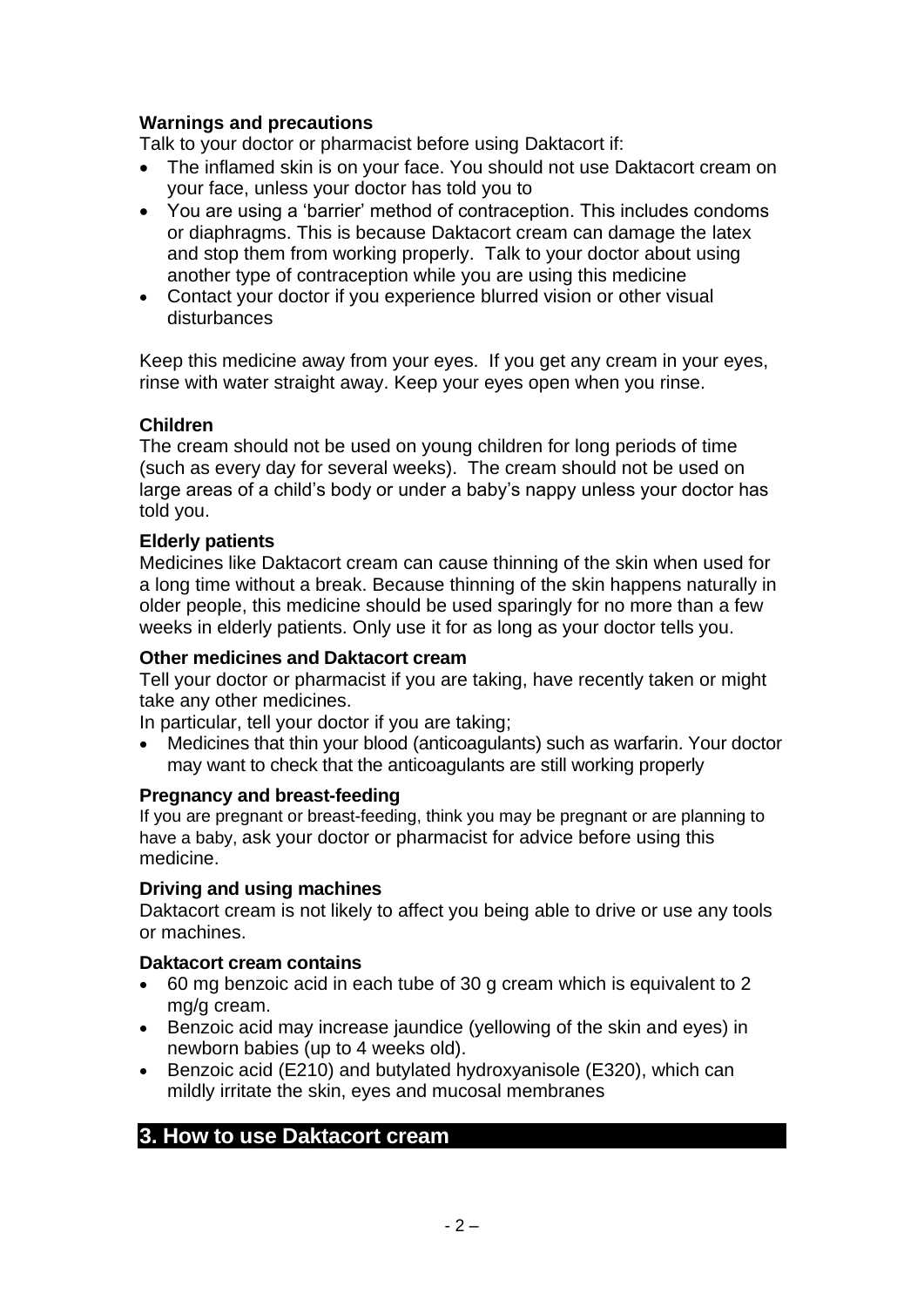**Warnings and precautions**

Talk to your doctor or pharmacist before using Daktacort if:

- The inflamed skin is on your face. You should not use Daktacort cream on your face, unless your doctor has told you to
- You are using a 'barrier' method of contraception. This includes condoms or diaphragms. This is because Daktacort cream can damage the latex and stop them from working properly. Talk to your doctor about using another type of contraception while you are using this medicine
- Contact your doctor if you experience blurred vision or other visual disturbances

Keep this medicine away from your eyes. If you get any cream in your eyes, rinse with water straight away. Keep your eyes open when you rinse.

**Children**

The cream should not be used on young children for long periods of time (such as every day for several weeks). The cream should not be used on large areas of a child's body or under a baby's nappy unless your doctor has told you.

**Elderly patients**

Medicines like Daktacort cream can cause thinning of the skin when used for a long time without a break. Because thinning of the skin happens naturally in older people, this medicine should be used sparingly for no more than a few weeks in elderly patients. Only use it for as long as your doctor tells you.

**Other medicines and Daktacort cream**

Tell your doctor or pharmacist if you are taking, have recently taken or might take any other medicines.

In particular, tell your doctor if you are taking;

- Medicines that thin your blood (anticoagulants) such as warfarin. Your doctor may want to check that the anticoagulants are still working properly

**Pregnancy and breast-feeding**

If you are pregnant or breast-feeding, think you may be pregnant or are planning to have a baby, ask your doctor or pharmacist for advice before using this medicine.

**Driving and using machines**

Daktacort cream is not likely to affect you being able to drive or use any tools or machines.

**Daktacort cream contains**

- 60 mg benzoic acid in each tube of 30 g cream which is equivalent to 2 mg/g cream.
- Benzoic acid may increase jaundice (yellowing of the skin and eyes) in newborn babies (up to 4 weeks old).
- Benzoic acid (E210) and butylated hydroxyanisole (E320), which can mildly irritate the skin, eyes and mucosal membranes

## 3. How to use Daktacort cream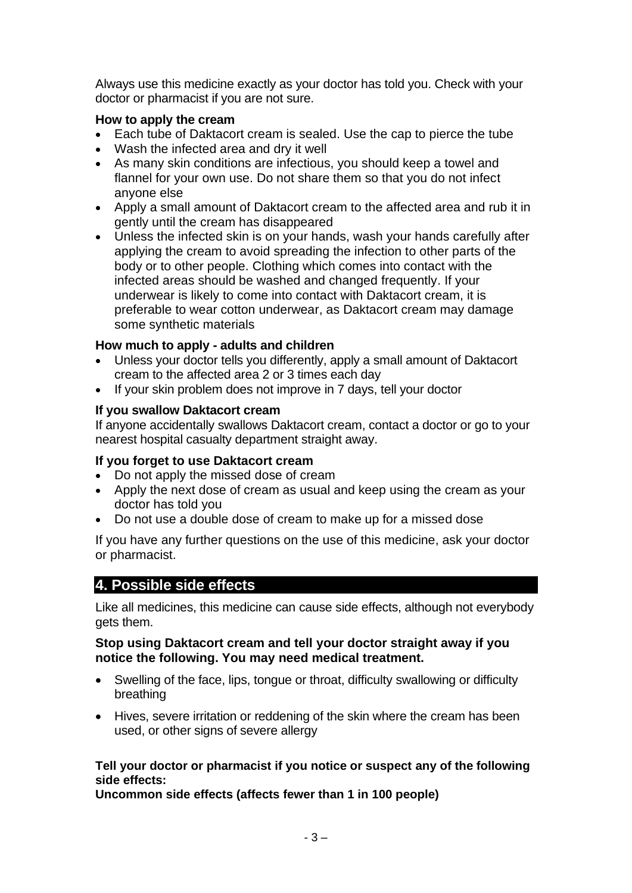Always use this medicine exactly as your doctor has told you. Check with your doctor or pharmacist if you are not sure.

**How to apply the cream**

- Each tube of Daktacort cream is sealed. Use the cap to pierce the tube
- Wash the infected area and dry it well
- As many skin conditions are infectious, you should keep a towel and flannel for your own use. Do not share them so that you do not infect anyone else
- Apply a small amount of Daktacort cream to the affected area and rub it in gently until the cream has disappeared
- Unless the infected skin is on your hands, wash your hands carefully after applying the cream to avoid spreading the infection to other parts of the body or to other people. Clothing which comes into contact with the infected areas should be washed and changed frequently. If your underwear is likely to come into contact with Daktacort cream, it is preferable to wear cotton underwear, as Daktacort cream may damage some synthetic materials

**How much to apply - adults and children**

- Unless your doctor tells you differently, apply a small amount of Daktacort cream to the affected area 2 or 3 times each day
- If your skin problem does not improve in 7 days, tell your doctor

**If you swallow Daktacort cream**

If anyone accidentally swallows Daktacort cream, contact a doctor or go to your nearest hospital casualty department straight away.

**If you forget to use Daktacort cream**

- Do not apply the missed dose of cream
- Apply the next dose of cream as usual and keep using the cream as your doctor has told you
- Do not use a double dose of cream to make up for a missed dose

If you have any further questions on the use of this medicine, ask your doctor or pharmacist.

## 4. Possible side effects

Like all medicines, this medicine can cause side effects, although not everybody gets them.

**Stop using Daktacort cream and tell your doctor straight away if you notice the following. You may need medical treatment.**

- Swelling of the face, lips, tongue or throat, difficulty swallowing or difficulty breathing
- Hives, severe irritation or reddening of the skin where the cream has been used, or other signs of severe allergy

**Tell your doctor or pharmacist if you notice or suspect any of the following side effects:**
**Uncommon side effects (affects fewer than 1 in 100 people)**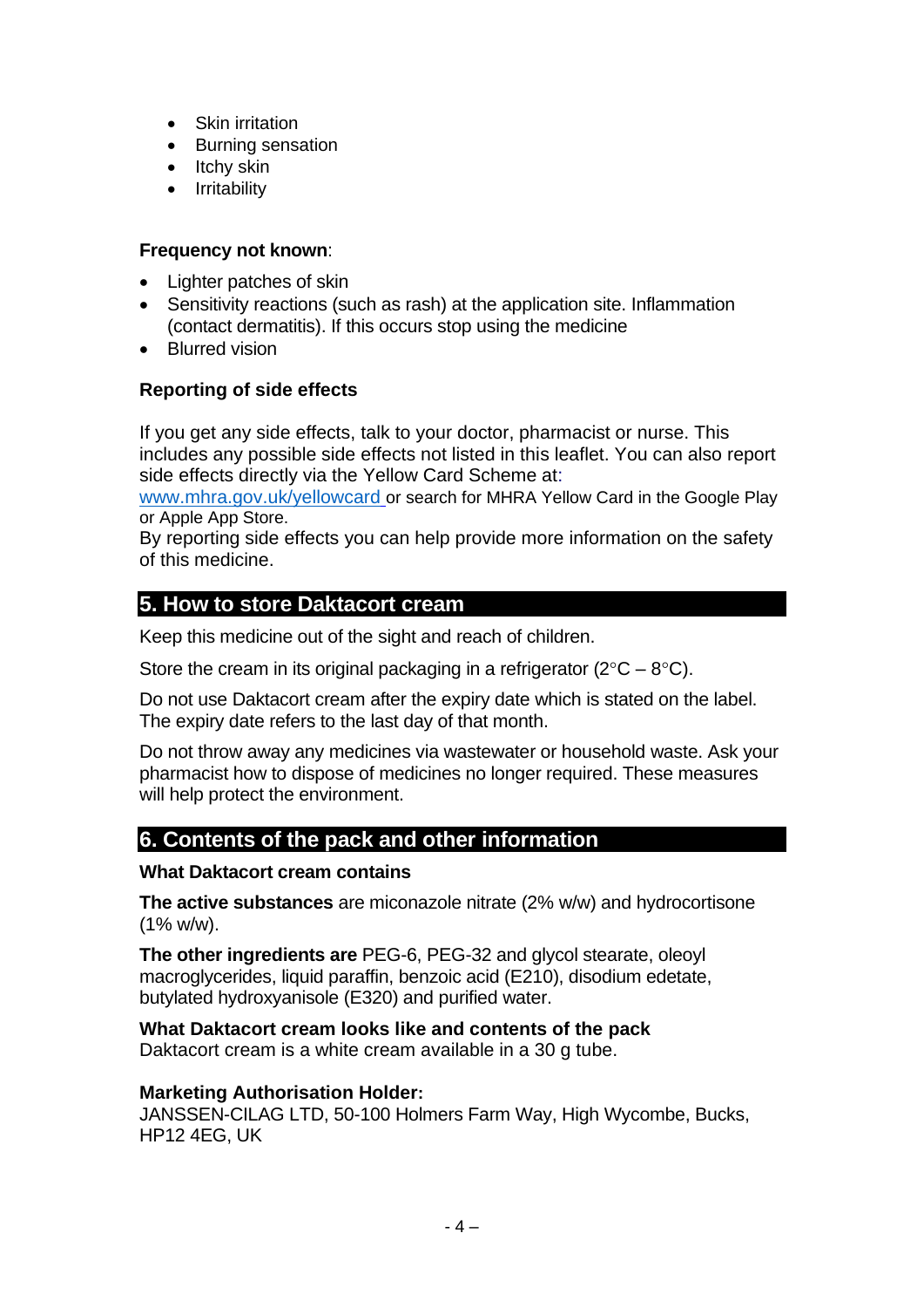- Skin irritation
- Burning sensation
- Itchy skin
- Irritability

**Frequency not known**:

- Lighter patches of skin
- Sensitivity reactions (such as rash) at the application site. Inflammation (contact dermatitis). If this occurs stop using the medicine
- Blurred vision

**Reporting of side effects**

If you get any side effects, talk to your doctor, pharmacist or nurse. This includes any possible side effects not listed in this leaflet. You can also report side effects directly via the Yellow Card Scheme at: www.mhra.gov.uk/yellowcard or search for MHRA Yellow Card in the Google Play or Apple App Store.
By reporting side effects you can help provide more information on the safety of this medicine.

## 5. How to store Daktacort cream

Keep this medicine out of the sight and reach of children.

Store the cream in its original packaging in a refrigerator (2°C – 8°C).

Do not use Daktacort cream after the expiry date which is stated on the label. The expiry date refers to the last day of that month.

Do not throw away any medicines via wastewater or household waste. Ask your pharmacist how to dispose of medicines no longer required. These measures will help protect the environment.

## 6. Contents of the pack and other information

**What Daktacort cream contains**

**The active substances** are miconazole nitrate (2% w/w) and hydrocortisone (1% w/w).

**The other ingredients are** PEG-6, PEG-32 and glycol stearate, oleoyl macroglycerides, liquid paraffin, benzoic acid (E210), disodium edetate, butylated hydroxyanisole (E320) and purified water.

**What Daktacort cream looks like and contents of the pack**
Daktacort cream is a white cream available in a 30 g tube.

**Marketing Authorisation Holder:**
JANSSEN-CILAG LTD, 50-100 Holmers Farm Way, High Wycombe, Bucks, HP12 4EG, UK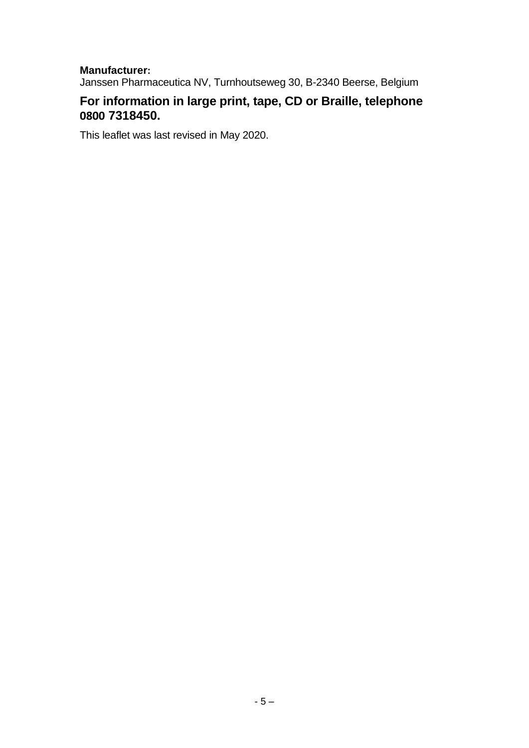**Manufacturer:**
Janssen Pharmaceutica NV, Turnhoutseweg 30, B-2340 Beerse, Belgium

## For information in large print, tape, CD or Braille, telephone 0800 7318450.

This leaflet was last revised in May 2020.